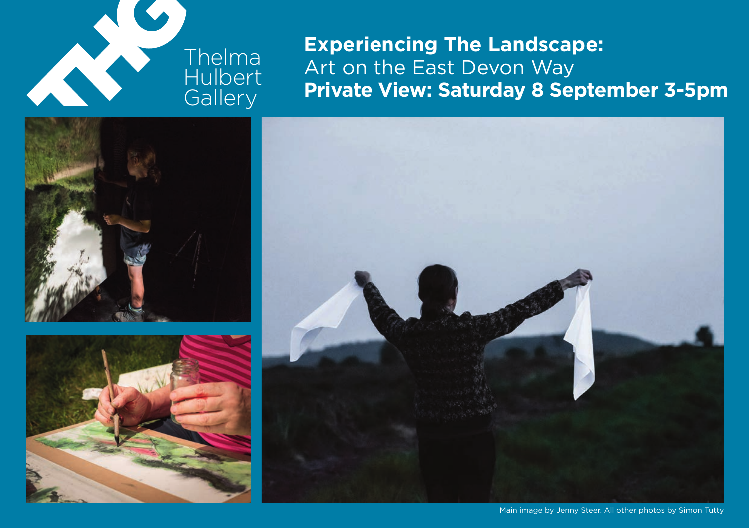Thelma Hulbert Gallery

# Experiencing The Landscape:

Art on the East Devon Way

**Private View: Saturday 8 September 3-5pm**

Main image by Jenny Steer. All other photos by Simon Tutty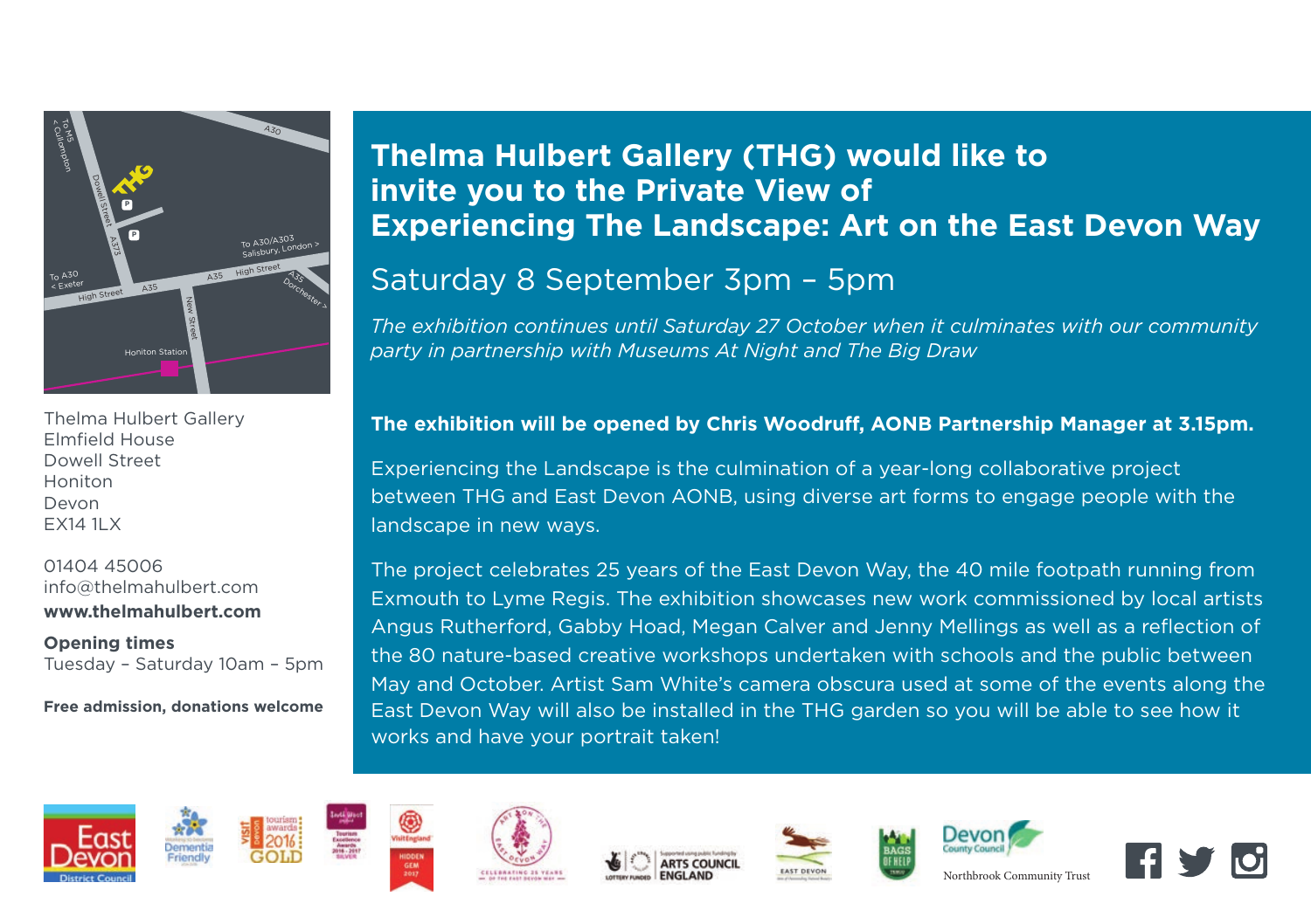# Thelma Hulbert Gallery (THG) would like to invite you to the Private View of Experiencing The Landscape: Art on the East Devon Way

## Saturday 8 September 3pm – 5pm

*The exhibition continues until Saturday 27 October when it culminates with our community party in partnership with Museums At Night and The Big Draw*

**The exhibition will be opened by Chris Woodruff, AONB Partnership Manager at 3.15pm.**

Experiencing the Landscape is the culmination of a year-long collaborative project between THG and East Devon AONB, using diverse art forms to engage people with the landscape in new ways.

The project celebrates 25 years of the East Devon Way, the 40 mile footpath running from Exmouth to Lyme Regis. The exhibition showcases new work commissioned by local artists Angus Rutherford, Gabby Hoad, Megan Calver and Jenny Mellings as well as a reflection of the 80 nature-based creative workshops undertaken with schools and the public between May and October. Artist Sam White's camera obscura used at some of the events along the East Devon Way will also be installed in the THG garden so you will be able to see how it works and have your portrait taken!

To M5 < Cullompton
A30
THG
Dowell Street
A373
P
P
To A30/A303 Salisbury, London >
To A30 < Exeter
High Street
A35
A35
High Street
A35 Dorchester >
New Street
Honiton Station

Thelma Hulbert Gallery
Elmfield House
Dowell Street
Honiton
Devon
EX14 1LX

01404 45006
info@thelmahulbert.com
**www.thelmahulbert.com**

**Opening times**
Tuesday – Saturday 10am – 5pm

**Free admission, donations welcome**

East Devon District Council
Dementia Friendly
visit devon tourism awards 2016 GOLD
Inside West
VisitEngland Hidden Gem 2017
Celebrating 25 years of the East Devon Way
Lottery Funded | Supported using public funding by ARTS COUNCIL ENGLAND
East Devon
Bags of Help
Devon County Council
Northbrook Community Trust